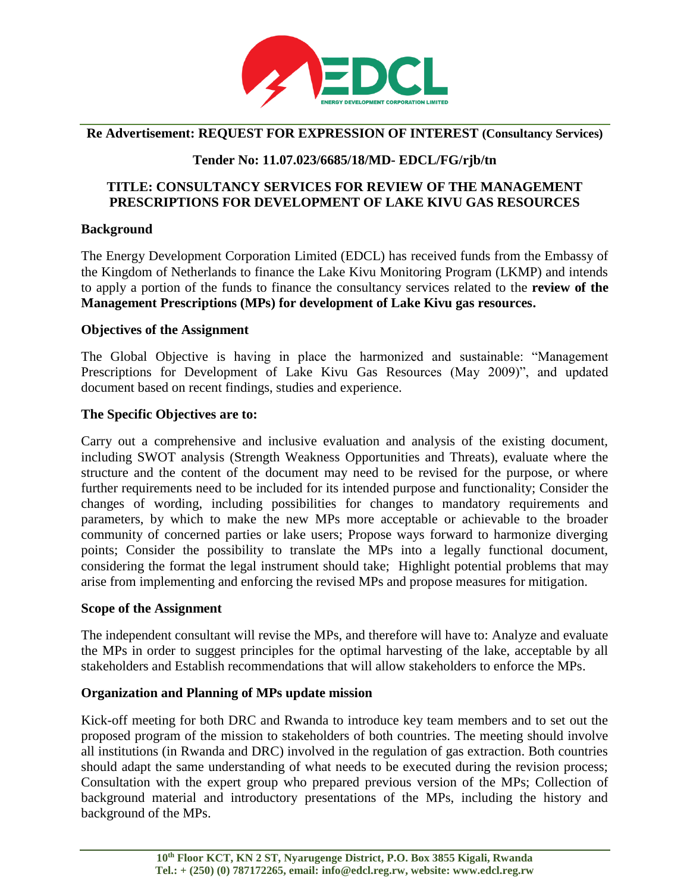**Re Advertisement: REQUEST FOR EXPRESSION OF INTEREST (Consultancy Services)**

**Tender No: 11.07.023/6685/18/MD- EDCL/FG/rjb/tn**

**TITLE: CONSULTANCY SERVICES FOR REVIEW OF THE MANAGEMENT PRESCRIPTIONS FOR DEVELOPMENT OF LAKE KIVU GAS RESOURCES**

## Background

The Energy Development Corporation Limited (EDCL) has received funds from the Embassy of the Kingdom of Netherlands to finance the Lake Kivu Monitoring Program (LKMP) and intends to apply a portion of the funds to finance the consultancy services related to the **review of the Management Prescriptions (MPs) for development of Lake Kivu gas resources.**

## Objectives of the Assignment

The Global Objective is having in place the harmonized and sustainable: "Management Prescriptions for Development of Lake Kivu Gas Resources (May 2009)", and updated document based on recent findings, studies and experience.

## The Specific Objectives are to:

Carry out a comprehensive and inclusive evaluation and analysis of the existing document, including SWOT analysis (Strength Weakness Opportunities and Threats), evaluate where the structure and the content of the document may need to be revised for the purpose, or where further requirements need to be included for its intended purpose and functionality; Consider the changes of wording, including possibilities for changes to mandatory requirements and parameters, by which to make the new MPs more acceptable or achievable to the broader community of concerned parties or lake users; Propose ways forward to harmonize diverging points; Consider the possibility to translate the MPs into a legally functional document, considering the format the legal instrument should take; Highlight potential problems that may arise from implementing and enforcing the revised MPs and propose measures for mitigation.

## Scope of the Assignment

The independent consultant will revise the MPs, and therefore will have to: Analyze and evaluate the MPs in order to suggest principles for the optimal harvesting of the lake, acceptable by all stakeholders and Establish recommendations that will allow stakeholders to enforce the MPs.

## Organization and Planning of MPs update mission

Kick-off meeting for both DRC and Rwanda to introduce key team members and to set out the proposed program of the mission to stakeholders of both countries. The meeting should involve all institutions (in Rwanda and DRC) involved in the regulation of gas extraction. Both countries should adapt the same understanding of what needs to be executed during the revision process; Consultation with the expert group who prepared previous version of the MPs; Collection of background material and introductory presentations of the MPs, including the history and background of the MPs.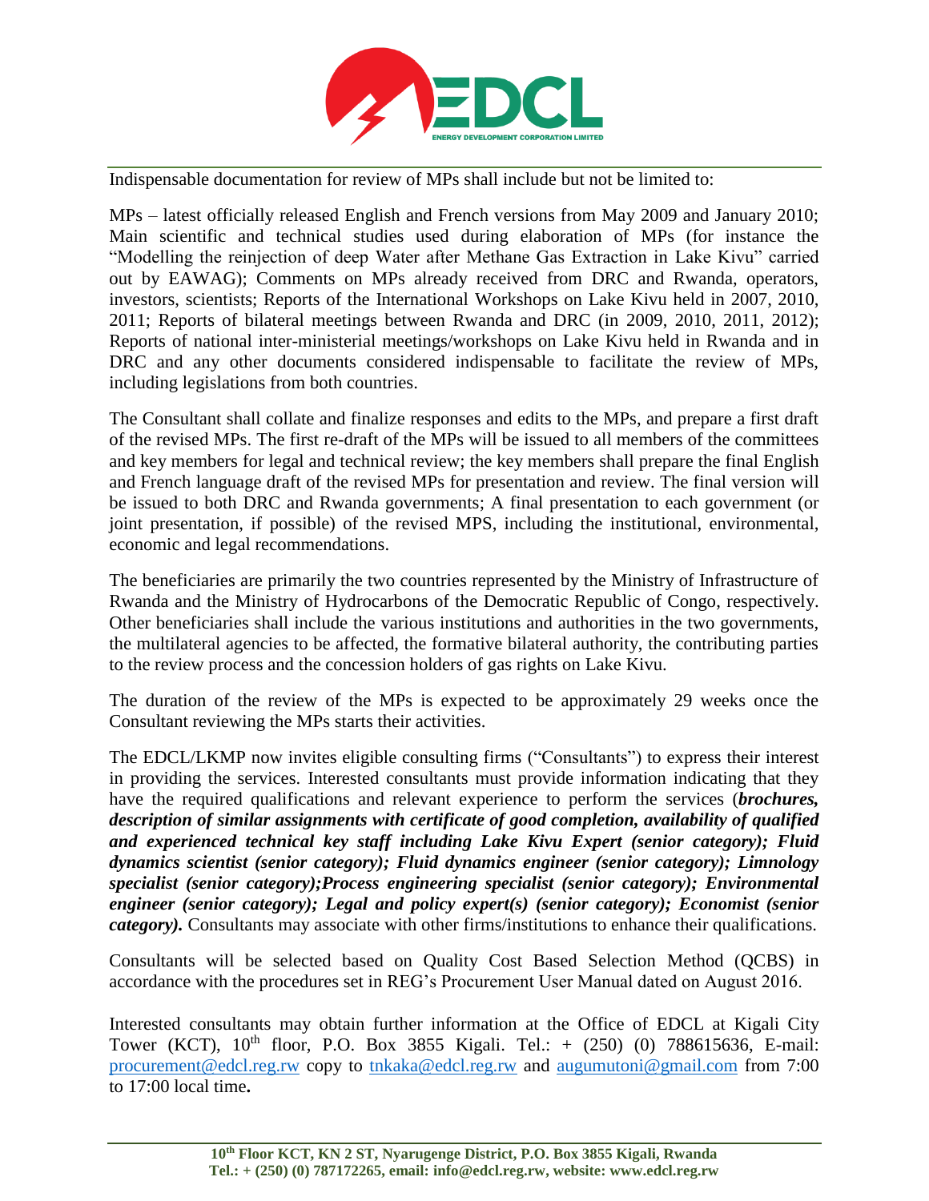Indispensable documentation for review of MPs shall include but not be limited to:

MPs – latest officially released English and French versions from May 2009 and January 2010; Main scientific and technical studies used during elaboration of MPs (for instance the "Modelling the reinjection of deep Water after Methane Gas Extraction in Lake Kivu" carried out by EAWAG); Comments on MPs already received from DRC and Rwanda, operators, investors, scientists; Reports of the International Workshops on Lake Kivu held in 2007, 2010, 2011; Reports of bilateral meetings between Rwanda and DRC (in 2009, 2010, 2011, 2012); Reports of national inter-ministerial meetings/workshops on Lake Kivu held in Rwanda and in DRC and any other documents considered indispensable to facilitate the review of MPs, including legislations from both countries.

The Consultant shall collate and finalize responses and edits to the MPs, and prepare a first draft of the revised MPs. The first re-draft of the MPs will be issued to all members of the committees and key members for legal and technical review; the key members shall prepare the final English and French language draft of the revised MPs for presentation and review. The final version will be issued to both DRC and Rwanda governments; A final presentation to each government (or joint presentation, if possible) of the revised MPS, including the institutional, environmental, economic and legal recommendations.

The beneficiaries are primarily the two countries represented by the Ministry of Infrastructure of Rwanda and the Ministry of Hydrocarbons of the Democratic Republic of Congo, respectively. Other beneficiaries shall include the various institutions and authorities in the two governments, the multilateral agencies to be affected, the formative bilateral authority, the contributing parties to the review process and the concession holders of gas rights on Lake Kivu.

The duration of the review of the MPs is expected to be approximately 29 weeks once the Consultant reviewing the MPs starts their activities.

The EDCL/LKMP now invites eligible consulting firms ("Consultants") to express their interest in providing the services. Interested consultants must provide information indicating that they have the required qualifications and relevant experience to perform the services (***brochures, description of similar assignments with certificate of good completion, availability of qualified and experienced technical key staff including Lake Kivu Expert (senior category); Fluid dynamics scientist (senior category); Fluid dynamics engineer (senior category); Limnology specialist (senior category);Process engineering specialist (senior category); Environmental engineer (senior category); Legal and policy expert(s) (senior category); Economist (senior category)***. Consultants may associate with other firms/institutions to enhance their qualifications.

Consultants will be selected based on Quality Cost Based Selection Method (QCBS) in accordance with the procedures set in REG's Procurement User Manual dated on August 2016.

Interested consultants may obtain further information at the Office of EDCL at Kigali City Tower (KCT), 10th floor, P.O. Box 3855 Kigali. Tel.: + (250) (0) 788615636, E-mail: procurement@edcl.reg.rw copy to tnkaka@edcl.reg.rw and augumutoni@gmail.com from 7:00 to 17:00 local time**.**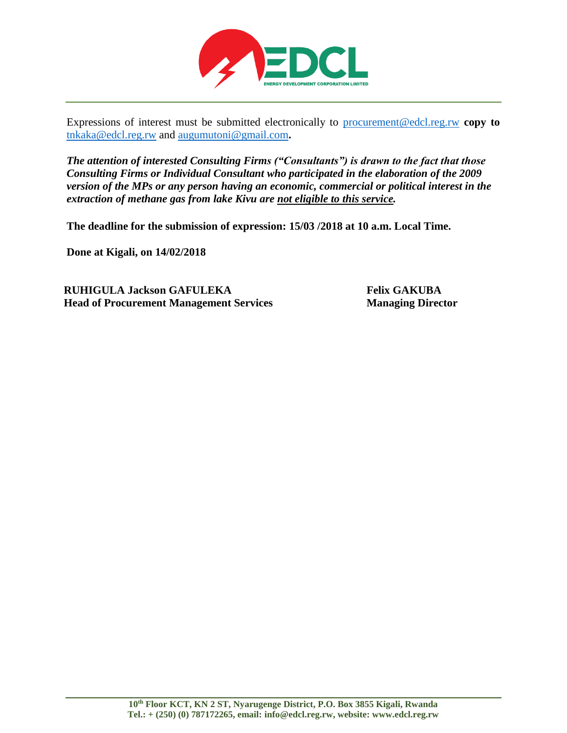Expressions of interest must be submitted electronically to procurement@edcl.reg.rw **copy to** tnkaka@edcl.reg.rw and augumutoni@gmail.com**.**

***The attention of interested Consulting Firms ("Consultants") is drawn to the fact that those Consulting Firms or Individual Consultant who participated in the elaboration of the 2009 version of the MPs or any person having an economic, commercial or political interest in the extraction of methane gas from lake Kivu are <u>not eligible to this service</u>.***

**The deadline for the submission of expression: 15/03 /2018 at 10 a.m. Local Time.**

**Done at Kigali, on 14/02/2018**

**RUHIGULA Jackson GAFULEKA**
**Head of Procurement Management Services**

**Felix GAKUBA**
**Managing Director**